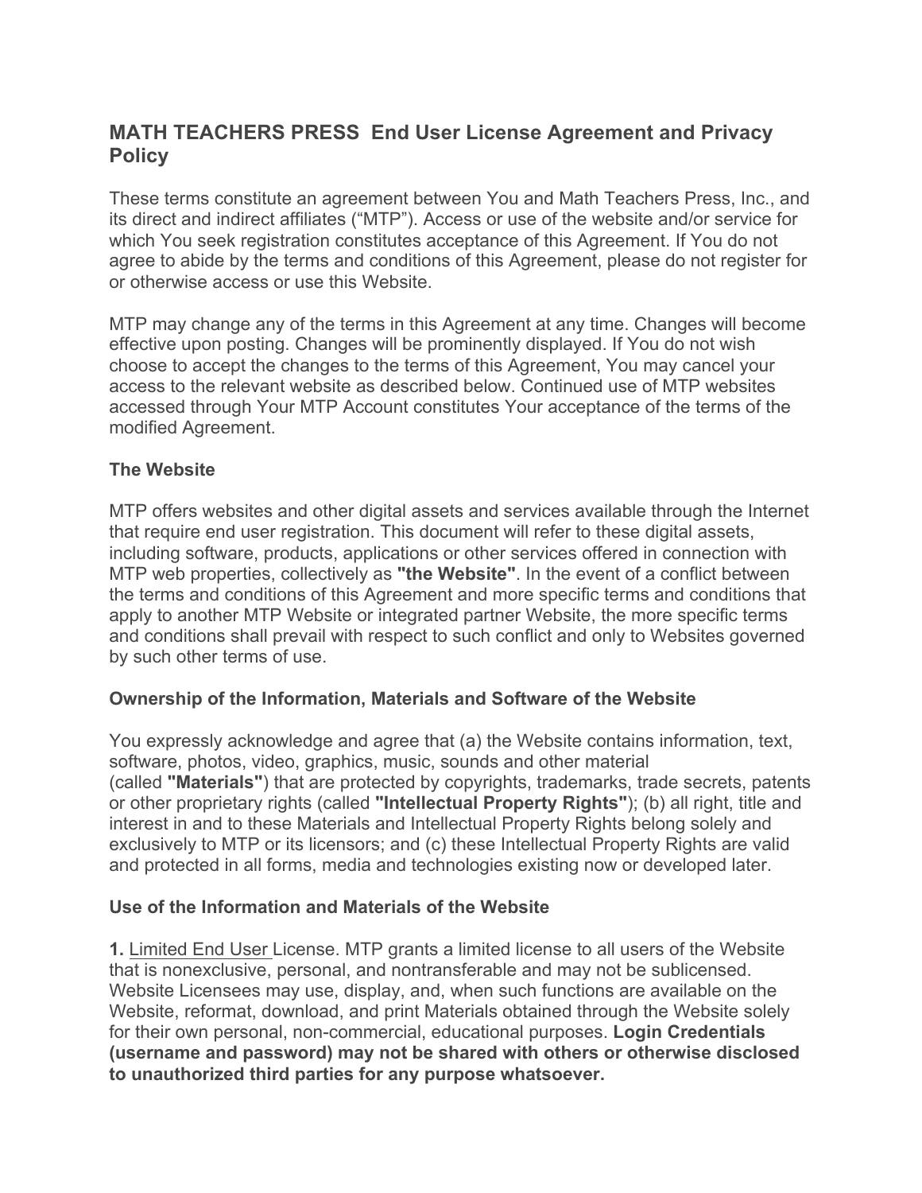# MATH TEACHERS PRESS End User License Agreement and Privacy Policy

These terms constitute an agreement between You and Math Teachers Press, Inc., and its direct and indirect affiliates ("MTP"). Access or use of the website and/or service for which You seek registration constitutes acceptance of this Agreement. If You do not agree to abide by the terms and conditions of this Agreement, please do not register for or otherwise access or use this Website.

MTP may change any of the terms in this Agreement at any time. Changes will become effective upon posting. Changes will be prominently displayed. If You do not wish choose to accept the changes to the terms of this Agreement, You may cancel your access to the relevant website as described below. Continued use of MTP websites accessed through Your MTP Account constitutes Your acceptance of the terms of the modified Agreement.

### The Website

MTP offers websites and other digital assets and services available through the Internet that require end user registration. This document will refer to these digital assets, including software, products, applications or other services offered in connection with MTP web properties, collectively as **"the Website"**. In the event of a conflict between the terms and conditions of this Agreement and more specific terms and conditions that apply to another MTP Website or integrated partner Website, the more specific terms and conditions shall prevail with respect to such conflict and only to Websites governed by such other terms of use.

### Ownership of the Information, Materials and Software of the Website

You expressly acknowledge and agree that (a) the Website contains information, text, software, photos, video, graphics, music, sounds and other material (called **"Materials"**) that are protected by copyrights, trademarks, trade secrets, patents or other proprietary rights (called **"Intellectual Property Rights"**); (b) all right, title and interest in and to these Materials and Intellectual Property Rights belong solely and exclusively to MTP or its licensors; and (c) these Intellectual Property Rights are valid and protected in all forms, media and technologies existing now or developed later.

### Use of the Information and Materials of the Website

**1.** Limited End User License. MTP grants a limited license to all users of the Website that is nonexclusive, personal, and nontransferable and may not be sublicensed. Website Licensees may use, display, and, when such functions are available on the Website, reformat, download, and print Materials obtained through the Website solely for their own personal, non-commercial, educational purposes. **Login Credentials (username and password) may not be shared with others or otherwise disclosed to unauthorized third parties for any purpose whatsoever.**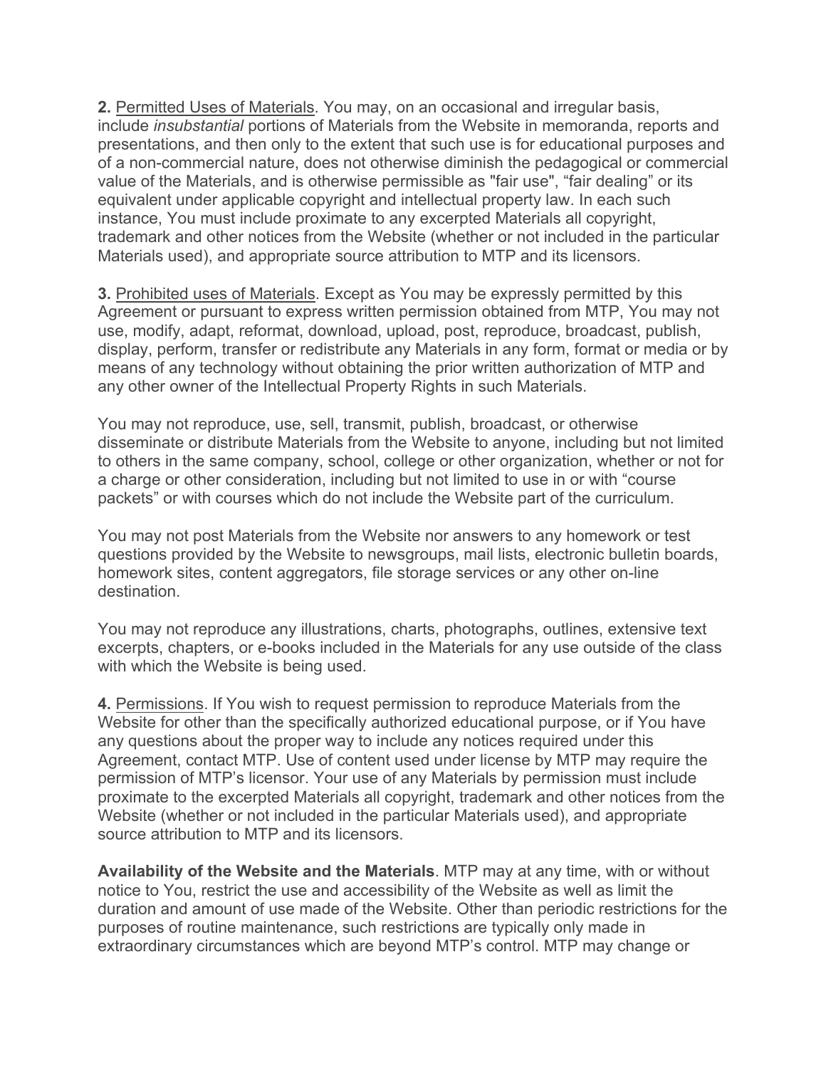**2.** Permitted Uses of Materials. You may, on an occasional and irregular basis, include *insubstantial* portions of Materials from the Website in memoranda, reports and presentations, and then only to the extent that such use is for educational purposes and of a non-commercial nature, does not otherwise diminish the pedagogical or commercial value of the Materials, and is otherwise permissible as "fair use", "fair dealing" or its equivalent under applicable copyright and intellectual property law. In each such instance, You must include proximate to any excerpted Materials all copyright, trademark and other notices from the Website (whether or not included in the particular Materials used), and appropriate source attribution to MTP and its licensors.

**3.** Prohibited uses of Materials. Except as You may be expressly permitted by this Agreement or pursuant to express written permission obtained from MTP, You may not use, modify, adapt, reformat, download, upload, post, reproduce, broadcast, publish, display, perform, transfer or redistribute any Materials in any form, format or media or by means of any technology without obtaining the prior written authorization of MTP and any other owner of the Intellectual Property Rights in such Materials.

You may not reproduce, use, sell, transmit, publish, broadcast, or otherwise disseminate or distribute Materials from the Website to anyone, including but not limited to others in the same company, school, college or other organization, whether or not for a charge or other consideration, including but not limited to use in or with "course packets" or with courses which do not include the Website part of the curriculum.

You may not post Materials from the Website nor answers to any homework or test questions provided by the Website to newsgroups, mail lists, electronic bulletin boards, homework sites, content aggregators, file storage services or any other on-line destination.

You may not reproduce any illustrations, charts, photographs, outlines, extensive text excerpts, chapters, or e-books included in the Materials for any use outside of the class with which the Website is being used.

**4.** Permissions. If You wish to request permission to reproduce Materials from the Website for other than the specifically authorized educational purpose, or if You have any questions about the proper way to include any notices required under this Agreement, contact MTP. Use of content used under license by MTP may require the permission of MTP's licensor. Your use of any Materials by permission must include proximate to the excerpted Materials all copyright, trademark and other notices from the Website (whether or not included in the particular Materials used), and appropriate source attribution to MTP and its licensors.

**Availability of the Website and the Materials**. MTP may at any time, with or without notice to You, restrict the use and accessibility of the Website as well as limit the duration and amount of use made of the Website. Other than periodic restrictions for the purposes of routine maintenance, such restrictions are typically only made in extraordinary circumstances which are beyond MTP's control. MTP may change or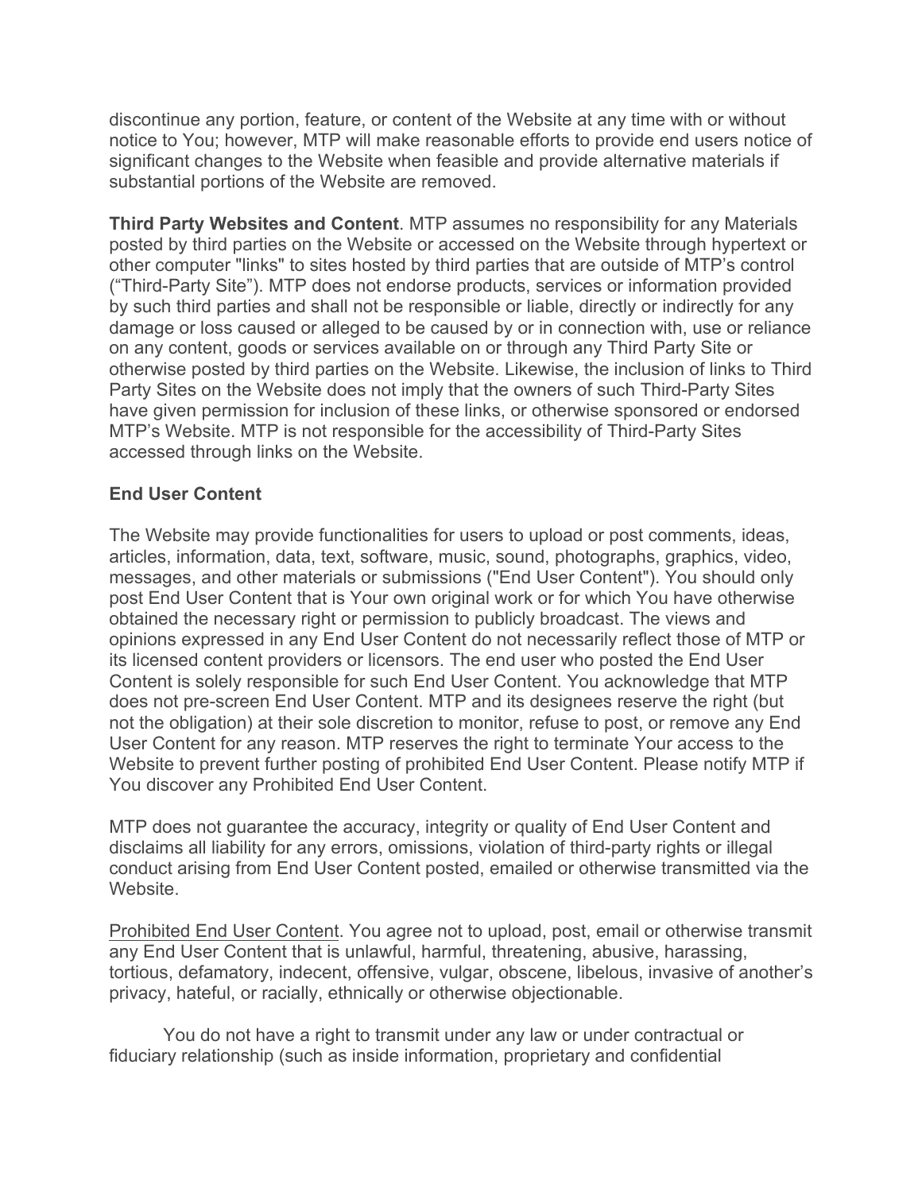discontinue any portion, feature, or content of the Website at any time with or without notice to You; however, MTP will make reasonable efforts to provide end users notice of significant changes to the Website when feasible and provide alternative materials if substantial portions of the Website are removed.

**Third Party Websites and Content**. MTP assumes no responsibility for any Materials posted by third parties on the Website or accessed on the Website through hypertext or other computer "links" to sites hosted by third parties that are outside of MTP's control ("Third-Party Site"). MTP does not endorse products, services or information provided by such third parties and shall not be responsible or liable, directly or indirectly for any damage or loss caused or alleged to be caused by or in connection with, use or reliance on any content, goods or services available on or through any Third Party Site or otherwise posted by third parties on the Website. Likewise, the inclusion of links to Third Party Sites on the Website does not imply that the owners of such Third-Party Sites have given permission for inclusion of these links, or otherwise sponsored or endorsed MTP's Website. MTP is not responsible for the accessibility of Third-Party Sites accessed through links on the Website.

**End User Content**

The Website may provide functionalities for users to upload or post comments, ideas, articles, information, data, text, software, music, sound, photographs, graphics, video, messages, and other materials or submissions ("End User Content"). You should only post End User Content that is Your own original work or for which You have otherwise obtained the necessary right or permission to publicly broadcast. The views and opinions expressed in any End User Content do not necessarily reflect those of MTP or its licensed content providers or licensors. The end user who posted the End User Content is solely responsible for such End User Content. You acknowledge that MTP does not pre-screen End User Content. MTP and its designees reserve the right (but not the obligation) at their sole discretion to monitor, refuse to post, or remove any End User Content for any reason. MTP reserves the right to terminate Your access to the Website to prevent further posting of prohibited End User Content. Please notify MTP if You discover any Prohibited End User Content.

MTP does not guarantee the accuracy, integrity or quality of End User Content and disclaims all liability for any errors, omissions, violation of third-party rights or illegal conduct arising from End User Content posted, emailed or otherwise transmitted via the Website.

<u>Prohibited End User Content</u>. You agree not to upload, post, email or otherwise transmit any End User Content that is unlawful, harmful, threatening, abusive, harassing, tortious, defamatory, indecent, offensive, vulgar, obscene, libelous, invasive of another's privacy, hateful, or racially, ethnically or otherwise objectionable.

You do not have a right to transmit under any law or under contractual or fiduciary relationship (such as inside information, proprietary and confidential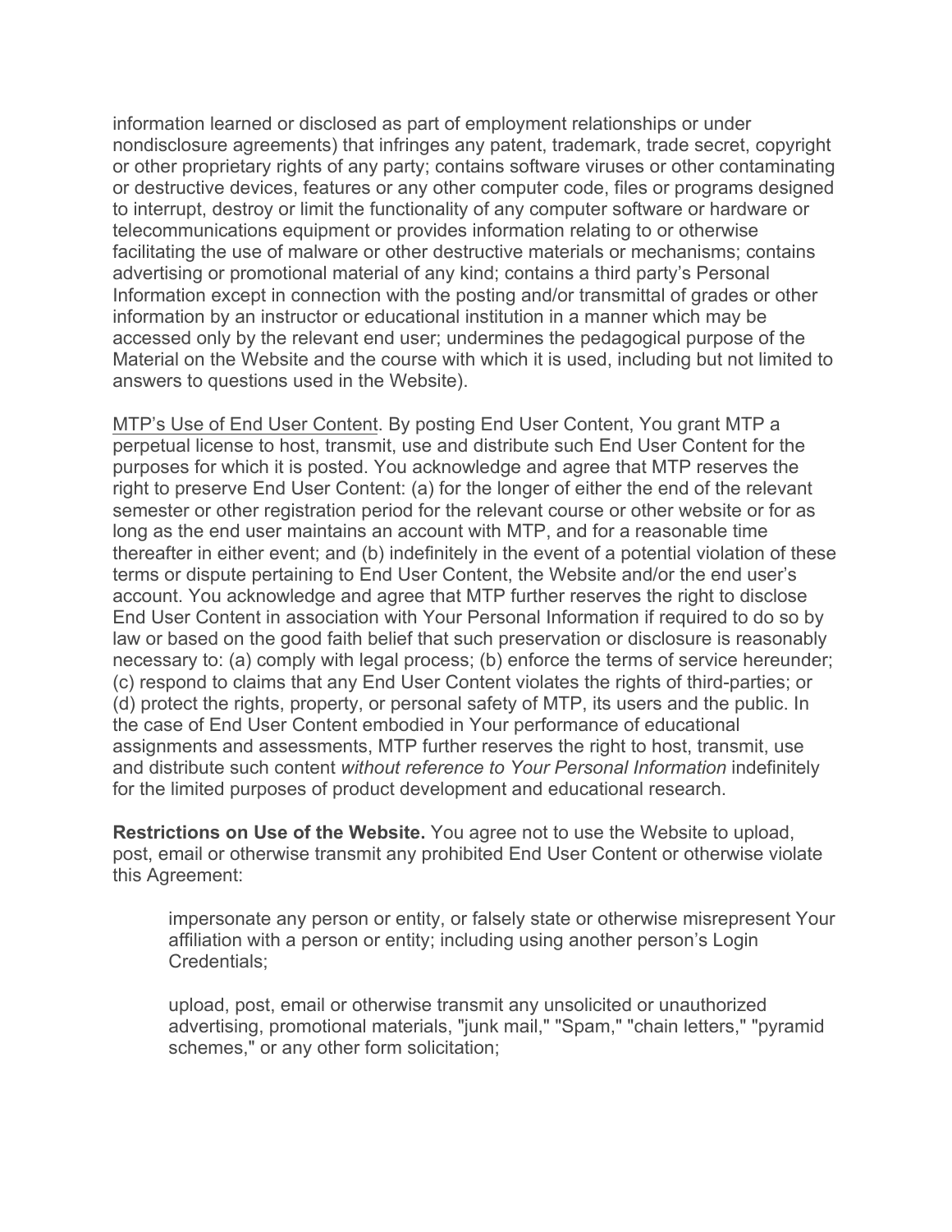information learned or disclosed as part of employment relationships or under nondisclosure agreements) that infringes any patent, trademark, trade secret, copyright or other proprietary rights of any party; contains software viruses or other contaminating or destructive devices, features or any other computer code, files or programs designed to interrupt, destroy or limit the functionality of any computer software or hardware or telecommunications equipment or provides information relating to or otherwise facilitating the use of malware or other destructive materials or mechanisms; contains advertising or promotional material of any kind; contains a third party's Personal Information except in connection with the posting and/or transmittal of grades or other information by an instructor or educational institution in a manner which may be accessed only by the relevant end user; undermines the pedagogical purpose of the Material on the Website and the course with which it is used, including but not limited to answers to questions used in the Website).

<u>MTP's Use of End User Content</u>. By posting End User Content, You grant MTP a perpetual license to host, transmit, use and distribute such End User Content for the purposes for which it is posted. You acknowledge and agree that MTP reserves the right to preserve End User Content: (a) for the longer of either the end of the relevant semester or other registration period for the relevant course or other website or for as long as the end user maintains an account with MTP, and for a reasonable time thereafter in either event; and (b) indefinitely in the event of a potential violation of these terms or dispute pertaining to End User Content, the Website and/or the end user's account. You acknowledge and agree that MTP further reserves the right to disclose End User Content in association with Your Personal Information if required to do so by law or based on the good faith belief that such preservation or disclosure is reasonably necessary to: (a) comply with legal process; (b) enforce the terms of service hereunder; (c) respond to claims that any End User Content violates the rights of third-parties; or (d) protect the rights, property, or personal safety of MTP, its users and the public. In the case of End User Content embodied in Your performance of educational assignments and assessments, MTP further reserves the right to host, transmit, use and distribute such content *without reference to Your Personal Information* indefinitely for the limited purposes of product development and educational research.

**Restrictions on Use of the Website.** You agree not to use the Website to upload, post, email or otherwise transmit any prohibited End User Content or otherwise violate this Agreement:

> impersonate any person or entity, or falsely state or otherwise misrepresent Your affiliation with a person or entity; including using another person's Login Credentials;
>
> upload, post, email or otherwise transmit any unsolicited or unauthorized advertising, promotional materials, "junk mail," "Spam," "chain letters," "pyramid schemes," or any other form solicitation;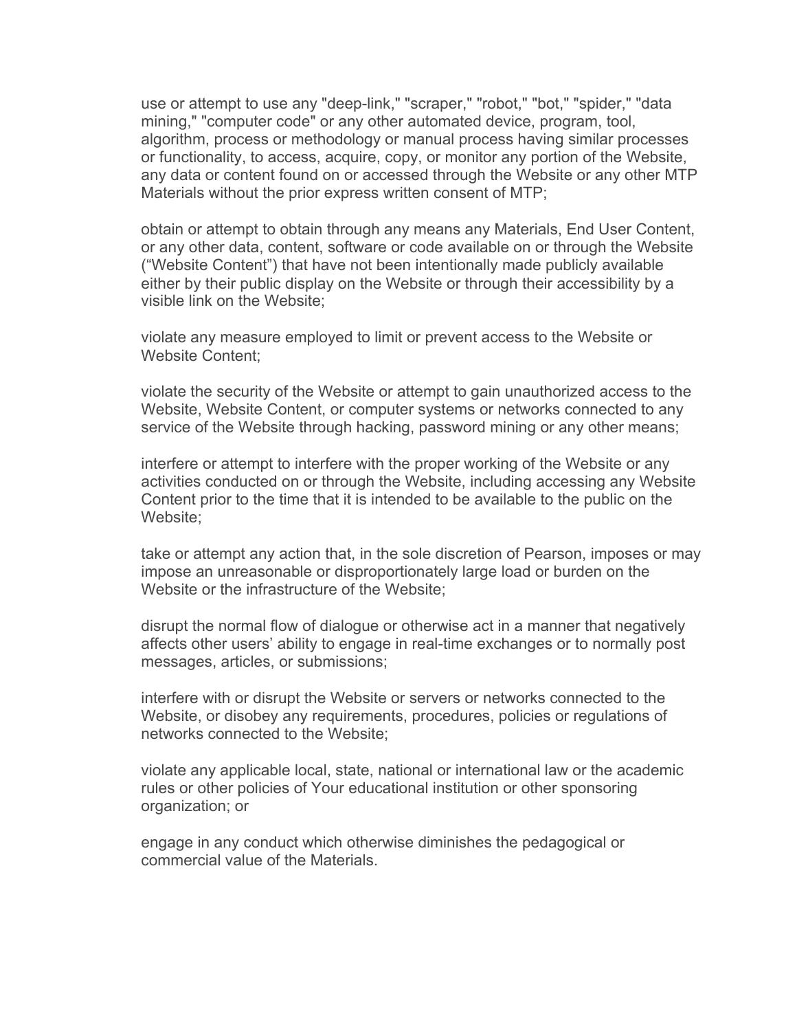use or attempt to use any "deep-link," "scraper," "robot," "bot," "spider," "data mining," "computer code" or any other automated device, program, tool, algorithm, process or methodology or manual process having similar processes or functionality, to access, acquire, copy, or monitor any portion of the Website, any data or content found on or accessed through the Website or any other MTP Materials without the prior express written consent of MTP;

obtain or attempt to obtain through any means any Materials, End User Content, or any other data, content, software or code available on or through the Website ("Website Content") that have not been intentionally made publicly available either by their public display on the Website or through their accessibility by a visible link on the Website;

violate any measure employed to limit or prevent access to the Website or Website Content;

violate the security of the Website or attempt to gain unauthorized access to the Website, Website Content, or computer systems or networks connected to any service of the Website through hacking, password mining or any other means;

interfere or attempt to interfere with the proper working of the Website or any activities conducted on or through the Website, including accessing any Website Content prior to the time that it is intended to be available to the public on the Website;

take or attempt any action that, in the sole discretion of Pearson, imposes or may impose an unreasonable or disproportionately large load or burden on the Website or the infrastructure of the Website;

disrupt the normal flow of dialogue or otherwise act in a manner that negatively affects other users' ability to engage in real-time exchanges or to normally post messages, articles, or submissions;

interfere with or disrupt the Website or servers or networks connected to the Website, or disobey any requirements, procedures, policies or regulations of networks connected to the Website;

violate any applicable local, state, national or international law or the academic rules or other policies of Your educational institution or other sponsoring organization; or

engage in any conduct which otherwise diminishes the pedagogical or commercial value of the Materials.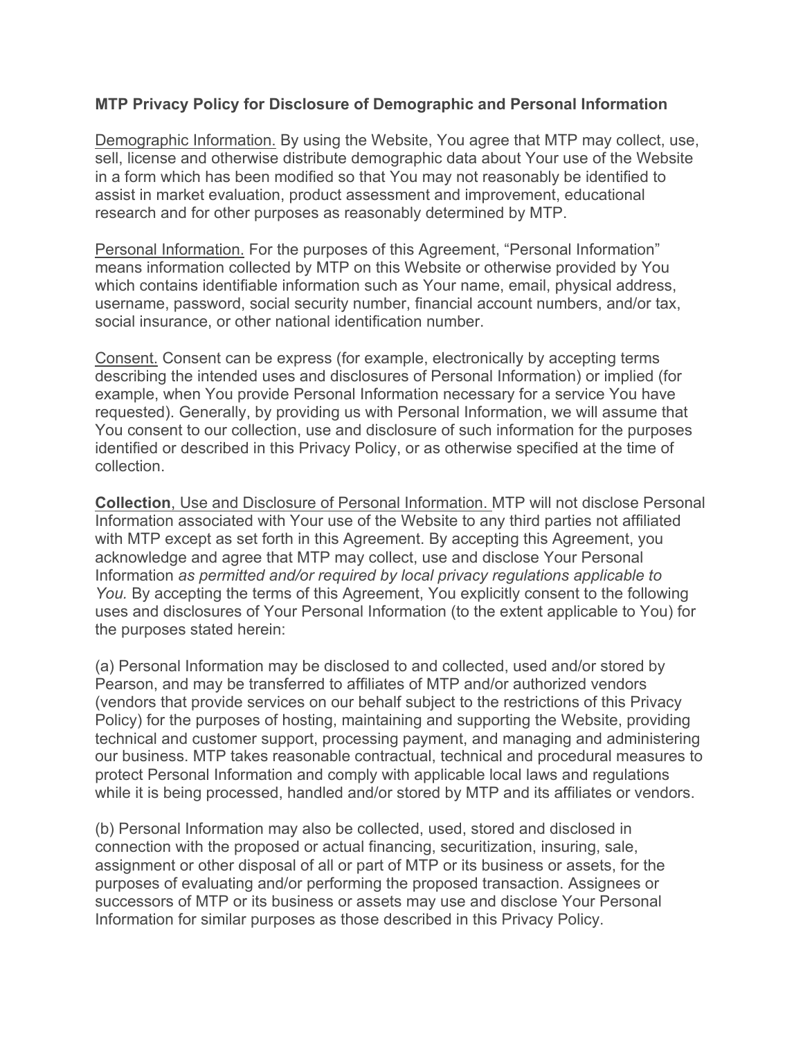**MTP Privacy Policy for Disclosure of Demographic and Personal Information**

Demographic Information. By using the Website, You agree that MTP may collect, use, sell, license and otherwise distribute demographic data about Your use of the Website in a form which has been modified so that You may not reasonably be identified to assist in market evaluation, product assessment and improvement, educational research and for other purposes as reasonably determined by MTP.

Personal Information. For the purposes of this Agreement, "Personal Information" means information collected by MTP on this Website or otherwise provided by You which contains identifiable information such as Your name, email, physical address, username, password, social security number, financial account numbers, and/or tax, social insurance, or other national identification number.

Consent. Consent can be express (for example, electronically by accepting terms describing the intended uses and disclosures of Personal Information) or implied (for example, when You provide Personal Information necessary for a service You have requested). Generally, by providing us with Personal Information, we will assume that You consent to our collection, use and disclosure of such information for the purposes identified or described in this Privacy Policy, or as otherwise specified at the time of collection.

**Collection**, Use and Disclosure of Personal Information. MTP will not disclose Personal Information associated with Your use of the Website to any third parties not affiliated with MTP except as set forth in this Agreement. By accepting this Agreement, you acknowledge and agree that MTP may collect, use and disclose Your Personal Information *as permitted and/or required by local privacy regulations applicable to You.* By accepting the terms of this Agreement, You explicitly consent to the following uses and disclosures of Your Personal Information (to the extent applicable to You) for the purposes stated herein:

(a) Personal Information may be disclosed to and collected, used and/or stored by Pearson, and may be transferred to affiliates of MTP and/or authorized vendors (vendors that provide services on our behalf subject to the restrictions of this Privacy Policy) for the purposes of hosting, maintaining and supporting the Website, providing technical and customer support, processing payment, and managing and administering our business. MTP takes reasonable contractual, technical and procedural measures to protect Personal Information and comply with applicable local laws and regulations while it is being processed, handled and/or stored by MTP and its affiliates or vendors.

(b) Personal Information may also be collected, used, stored and disclosed in connection with the proposed or actual financing, securitization, insuring, sale, assignment or other disposal of all or part of MTP or its business or assets, for the purposes of evaluating and/or performing the proposed transaction. Assignees or successors of MTP or its business or assets may use and disclose Your Personal Information for similar purposes as those described in this Privacy Policy.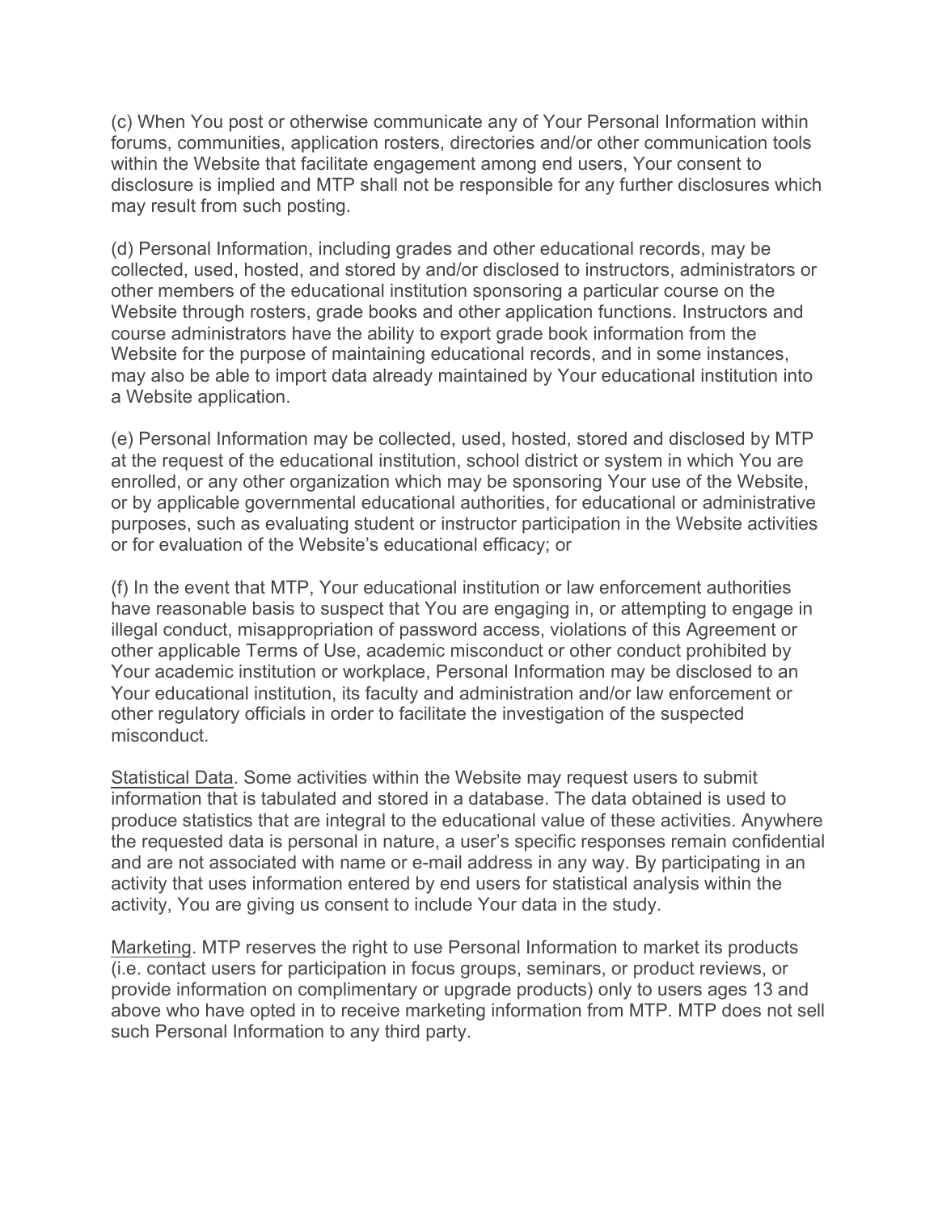(c) When You post or otherwise communicate any of Your Personal Information within forums, communities, application rosters, directories and/or other communication tools within the Website that facilitate engagement among end users, Your consent to disclosure is implied and MTP shall not be responsible for any further disclosures which may result from such posting.

(d) Personal Information, including grades and other educational records, may be collected, used, hosted, and stored by and/or disclosed to instructors, administrators or other members of the educational institution sponsoring a particular course on the Website through rosters, grade books and other application functions. Instructors and course administrators have the ability to export grade book information from the Website for the purpose of maintaining educational records, and in some instances, may also be able to import data already maintained by Your educational institution into a Website application.

(e) Personal Information may be collected, used, hosted, stored and disclosed by MTP at the request of the educational institution, school district or system in which You are enrolled, or any other organization which may be sponsoring Your use of the Website, or by applicable governmental educational authorities, for educational or administrative purposes, such as evaluating student or instructor participation in the Website activities or for evaluation of the Website's educational efficacy; or

(f) In the event that MTP, Your educational institution or law enforcement authorities have reasonable basis to suspect that You are engaging in, or attempting to engage in illegal conduct, misappropriation of password access, violations of this Agreement or other applicable Terms of Use, academic misconduct or other conduct prohibited by Your academic institution or workplace, Personal Information may be disclosed to an Your educational institution, its faculty and administration and/or law enforcement or other regulatory officials in order to facilitate the investigation of the suspected misconduct.

<u>Statistical Data</u>. Some activities within the Website may request users to submit information that is tabulated and stored in a database. The data obtained is used to produce statistics that are integral to the educational value of these activities. Anywhere the requested data is personal in nature, a user's specific responses remain confidential and are not associated with name or e-mail address in any way. By participating in an activity that uses information entered by end users for statistical analysis within the activity, You are giving us consent to include Your data in the study.

<u>Marketing</u>. MTP reserves the right to use Personal Information to market its products (i.e. contact users for participation in focus groups, seminars, or product reviews, or provide information on complimentary or upgrade products) only to users ages 13 and above who have opted in to receive marketing information from MTP. MTP does not sell such Personal Information to any third party.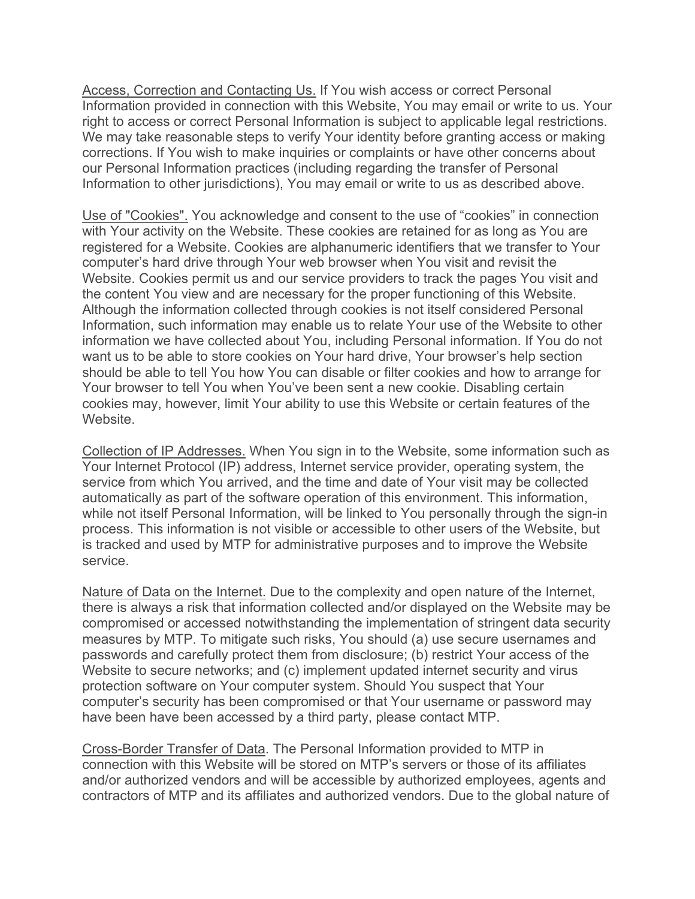Access, Correction and Contacting Us. If You wish access or correct Personal Information provided in connection with this Website, You may email or write to us. Your right to access or correct Personal Information is subject to applicable legal restrictions. We may take reasonable steps to verify Your identity before granting access or making corrections. If You wish to make inquiries or complaints or have other concerns about our Personal Information practices (including regarding the transfer of Personal Information to other jurisdictions), You may email or write to us as described above.

Use of "Cookies". You acknowledge and consent to the use of “cookies” in connection with Your activity on the Website. These cookies are retained for as long as You are registered for a Website. Cookies are alphanumeric identifiers that we transfer to Your computer’s hard drive through Your web browser when You visit and revisit the Website. Cookies permit us and our service providers to track the pages You visit and the content You view and are necessary for the proper functioning of this Website. Although the information collected through cookies is not itself considered Personal Information, such information may enable us to relate Your use of the Website to other information we have collected about You, including Personal information. If You do not want us to be able to store cookies on Your hard drive, Your browser’s help section should be able to tell You how You can disable or filter cookies and how to arrange for Your browser to tell You when You’ve been sent a new cookie. Disabling certain cookies may, however, limit Your ability to use this Website or certain features of the Website.

Collection of IP Addresses. When You sign in to the Website, some information such as Your Internet Protocol (IP) address, Internet service provider, operating system, the service from which You arrived, and the time and date of Your visit may be collected automatically as part of the software operation of this environment. This information, while not itself Personal Information, will be linked to You personally through the sign-in process. This information is not visible or accessible to other users of the Website, but is tracked and used by MTP for administrative purposes and to improve the Website service.

Nature of Data on the Internet. Due to the complexity and open nature of the Internet, there is always a risk that information collected and/or displayed on the Website may be compromised or accessed notwithstanding the implementation of stringent data security measures by MTP. To mitigate such risks, You should (a) use secure usernames and passwords and carefully protect them from disclosure; (b) restrict Your access of the Website to secure networks; and (c) implement updated internet security and virus protection software on Your computer system. Should You suspect that Your computer’s security has been compromised or that Your username or password may have been have been accessed by a third party, please contact MTP.

Cross-Border Transfer of Data. The Personal Information provided to MTP in connection with this Website will be stored on MTP’s servers or those of its affiliates and/or authorized vendors and will be accessible by authorized employees, agents and contractors of MTP and its affiliates and authorized vendors. Due to the global nature of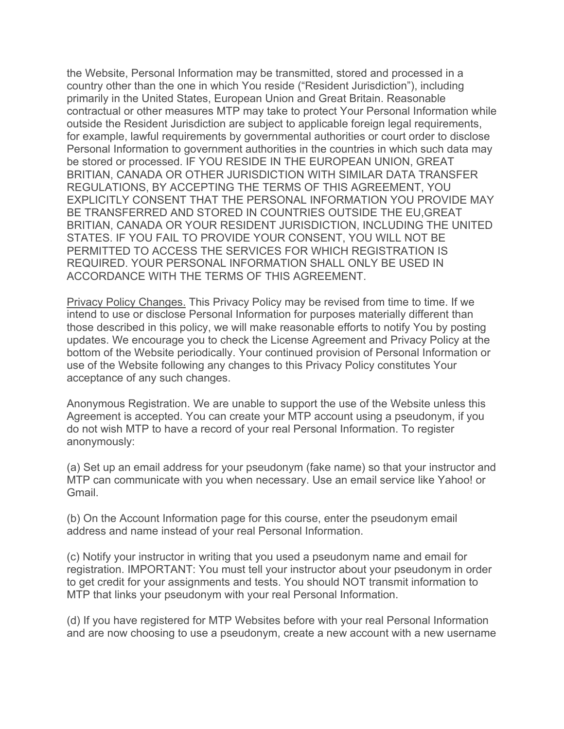the Website, Personal Information may be transmitted, stored and processed in a country other than the one in which You reside ("Resident Jurisdiction"), including primarily in the United States, European Union and Great Britain. Reasonable contractual or other measures MTP may take to protect Your Personal Information while outside the Resident Jurisdiction are subject to applicable foreign legal requirements, for example, lawful requirements by governmental authorities or court order to disclose Personal Information to government authorities in the countries in which such data may be stored or processed. IF YOU RESIDE IN THE EUROPEAN UNION, GREAT BRITIAN, CANADA OR OTHER JURISDICTION WITH SIMILAR DATA TRANSFER REGULATIONS, BY ACCEPTING THE TERMS OF THIS AGREEMENT, YOU EXPLICITLY CONSENT THAT THE PERSONAL INFORMATION YOU PROVIDE MAY BE TRANSFERRED AND STORED IN COUNTRIES OUTSIDE THE EU,GREAT BRITIAN, CANADA OR YOUR RESIDENT JURISDICTION, INCLUDING THE UNITED STATES. IF YOU FAIL TO PROVIDE YOUR CONSENT, YOU WILL NOT BE PERMITTED TO ACCESS THE SERVICES FOR WHICH REGISTRATION IS REQUIRED. YOUR PERSONAL INFORMATION SHALL ONLY BE USED IN ACCORDANCE WITH THE TERMS OF THIS AGREEMENT.

<u>Privacy Policy Changes.</u> This Privacy Policy may be revised from time to time. If we intend to use or disclose Personal Information for purposes materially different than those described in this policy, we will make reasonable efforts to notify You by posting updates. We encourage you to check the License Agreement and Privacy Policy at the bottom of the Website periodically. Your continued provision of Personal Information or use of the Website following any changes to this Privacy Policy constitutes Your acceptance of any such changes.

Anonymous Registration. We are unable to support the use of the Website unless this Agreement is accepted. You can create your MTP account using a pseudonym, if you do not wish MTP to have a record of your real Personal Information. To register anonymously:

(a) Set up an email address for your pseudonym (fake name) so that your instructor and MTP can communicate with you when necessary. Use an email service like Yahoo! or Gmail.

(b) On the Account Information page for this course, enter the pseudonym email address and name instead of your real Personal Information.

(c) Notify your instructor in writing that you used a pseudonym name and email for registration. IMPORTANT: You must tell your instructor about your pseudonym in order to get credit for your assignments and tests. You should NOT transmit information to MTP that links your pseudonym with your real Personal Information.

(d) If you have registered for MTP Websites before with your real Personal Information and are now choosing to use a pseudonym, create a new account with a new username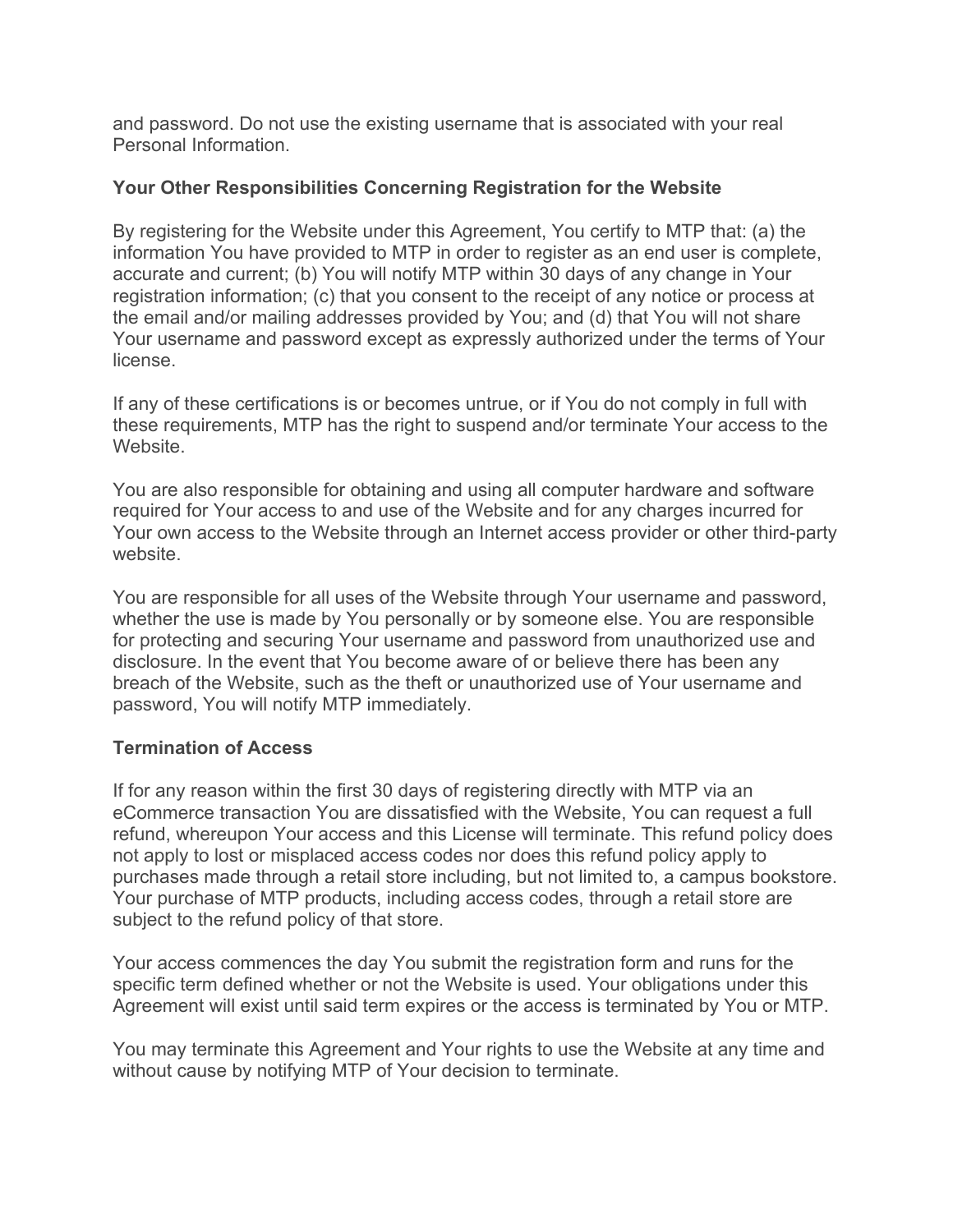and password. Do not use the existing username that is associated with your real Personal Information.

### Your Other Responsibilities Concerning Registration for the Website

By registering for the Website under this Agreement, You certify to MTP that: (a) the information You have provided to MTP in order to register as an end user is complete, accurate and current; (b) You will notify MTP within 30 days of any change in Your registration information; (c) that you consent to the receipt of any notice or process at the email and/or mailing addresses provided by You; and (d) that You will not share Your username and password except as expressly authorized under the terms of Your license.

If any of these certifications is or becomes untrue, or if You do not comply in full with these requirements, MTP has the right to suspend and/or terminate Your access to the Website.

You are also responsible for obtaining and using all computer hardware and software required for Your access to and use of the Website and for any charges incurred for Your own access to the Website through an Internet access provider or other third-party website.

You are responsible for all uses of the Website through Your username and password, whether the use is made by You personally or by someone else. You are responsible for protecting and securing Your username and password from unauthorized use and disclosure. In the event that You become aware of or believe there has been any breach of the Website, such as the theft or unauthorized use of Your username and password, You will notify MTP immediately.

### Termination of Access

If for any reason within the first 30 days of registering directly with MTP via an eCommerce transaction You are dissatisfied with the Website, You can request a full refund, whereupon Your access and this License will terminate. This refund policy does not apply to lost or misplaced access codes nor does this refund policy apply to purchases made through a retail store including, but not limited to, a campus bookstore. Your purchase of MTP products, including access codes, through a retail store are subject to the refund policy of that store.

Your access commences the day You submit the registration form and runs for the specific term defined whether or not the Website is used. Your obligations under this Agreement will exist until said term expires or the access is terminated by You or MTP.

You may terminate this Agreement and Your rights to use the Website at any time and without cause by notifying MTP of Your decision to terminate.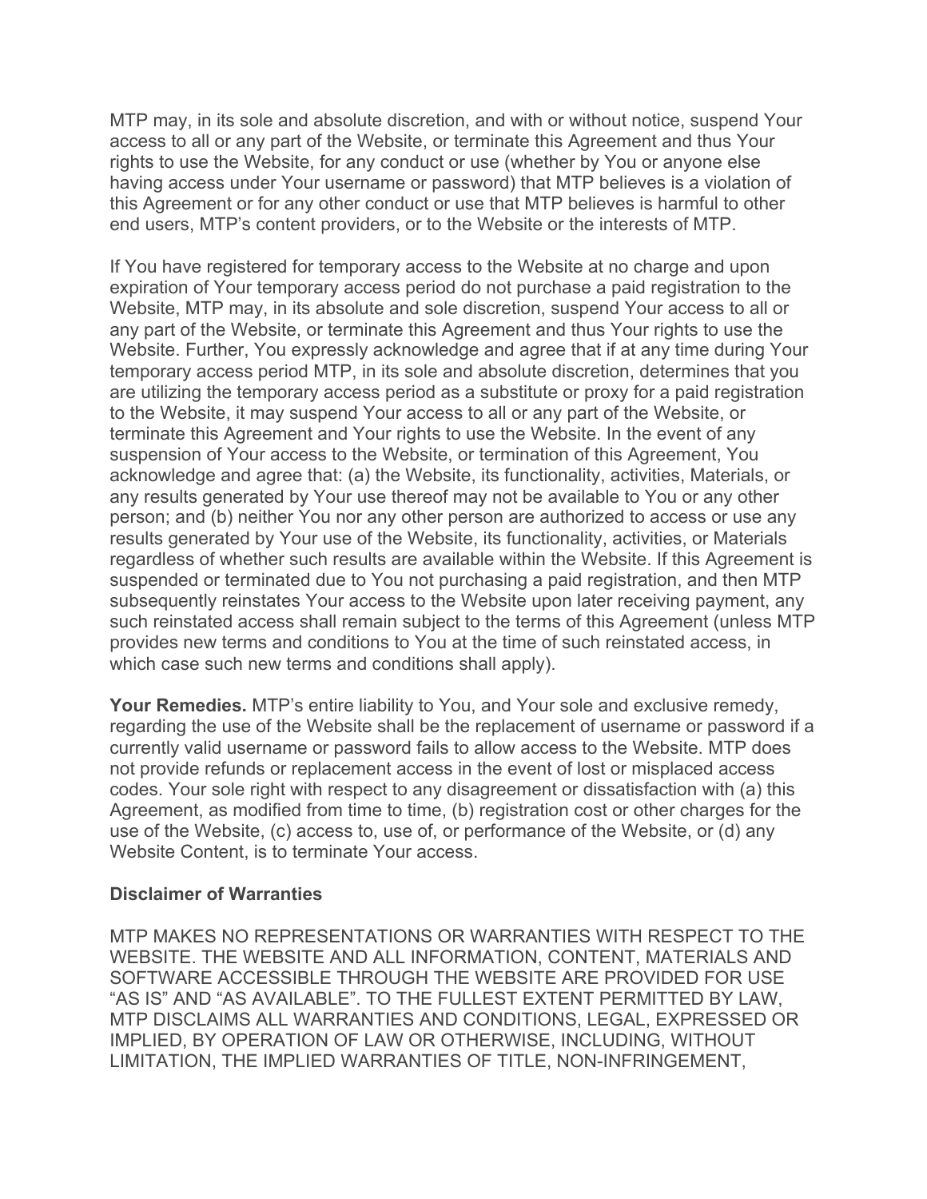MTP may, in its sole and absolute discretion, and with or without notice, suspend Your access to all or any part of the Website, or terminate this Agreement and thus Your rights to use the Website, for any conduct or use (whether by You or anyone else having access under Your username or password) that MTP believes is a violation of this Agreement or for any other conduct or use that MTP believes is harmful to other end users, MTP's content providers, or to the Website or the interests of MTP.

If You have registered for temporary access to the Website at no charge and upon expiration of Your temporary access period do not purchase a paid registration to the Website, MTP may, in its absolute and sole discretion, suspend Your access to all or any part of the Website, or terminate this Agreement and thus Your rights to use the Website. Further, You expressly acknowledge and agree that if at any time during Your temporary access period MTP, in its sole and absolute discretion, determines that you are utilizing the temporary access period as a substitute or proxy for a paid registration to the Website, it may suspend Your access to all or any part of the Website, or terminate this Agreement and Your rights to use the Website. In the event of any suspension of Your access to the Website, or termination of this Agreement, You acknowledge and agree that: (a) the Website, its functionality, activities, Materials, or any results generated by Your use thereof may not be available to You or any other person; and (b) neither You nor any other person are authorized to access or use any results generated by Your use of the Website, its functionality, activities, or Materials regardless of whether such results are available within the Website. If this Agreement is suspended or terminated due to You not purchasing a paid registration, and then MTP subsequently reinstates Your access to the Website upon later receiving payment, any such reinstated access shall remain subject to the terms of this Agreement (unless MTP provides new terms and conditions to You at the time of such reinstated access, in which case such new terms and conditions shall apply).

**Your Remedies.** MTP's entire liability to You, and Your sole and exclusive remedy, regarding the use of the Website shall be the replacement of username or password if a currently valid username or password fails to allow access to the Website. MTP does not provide refunds or replacement access in the event of lost or misplaced access codes. Your sole right with respect to any disagreement or dissatisfaction with (a) this Agreement, as modified from time to time, (b) registration cost or other charges for the use of the Website, (c) access to, use of, or performance of the Website, or (d) any Website Content, is to terminate Your access.

**Disclaimer of Warranties**

MTP MAKES NO REPRESENTATIONS OR WARRANTIES WITH RESPECT TO THE WEBSITE. THE WEBSITE AND ALL INFORMATION, CONTENT, MATERIALS AND SOFTWARE ACCESSIBLE THROUGH THE WEBSITE ARE PROVIDED FOR USE "AS IS" AND "AS AVAILABLE". TO THE FULLEST EXTENT PERMITTED BY LAW, MTP DISCLAIMS ALL WARRANTIES AND CONDITIONS, LEGAL, EXPRESSED OR IMPLIED, BY OPERATION OF LAW OR OTHERWISE, INCLUDING, WITHOUT LIMITATION, THE IMPLIED WARRANTIES OF TITLE, NON-INFRINGEMENT,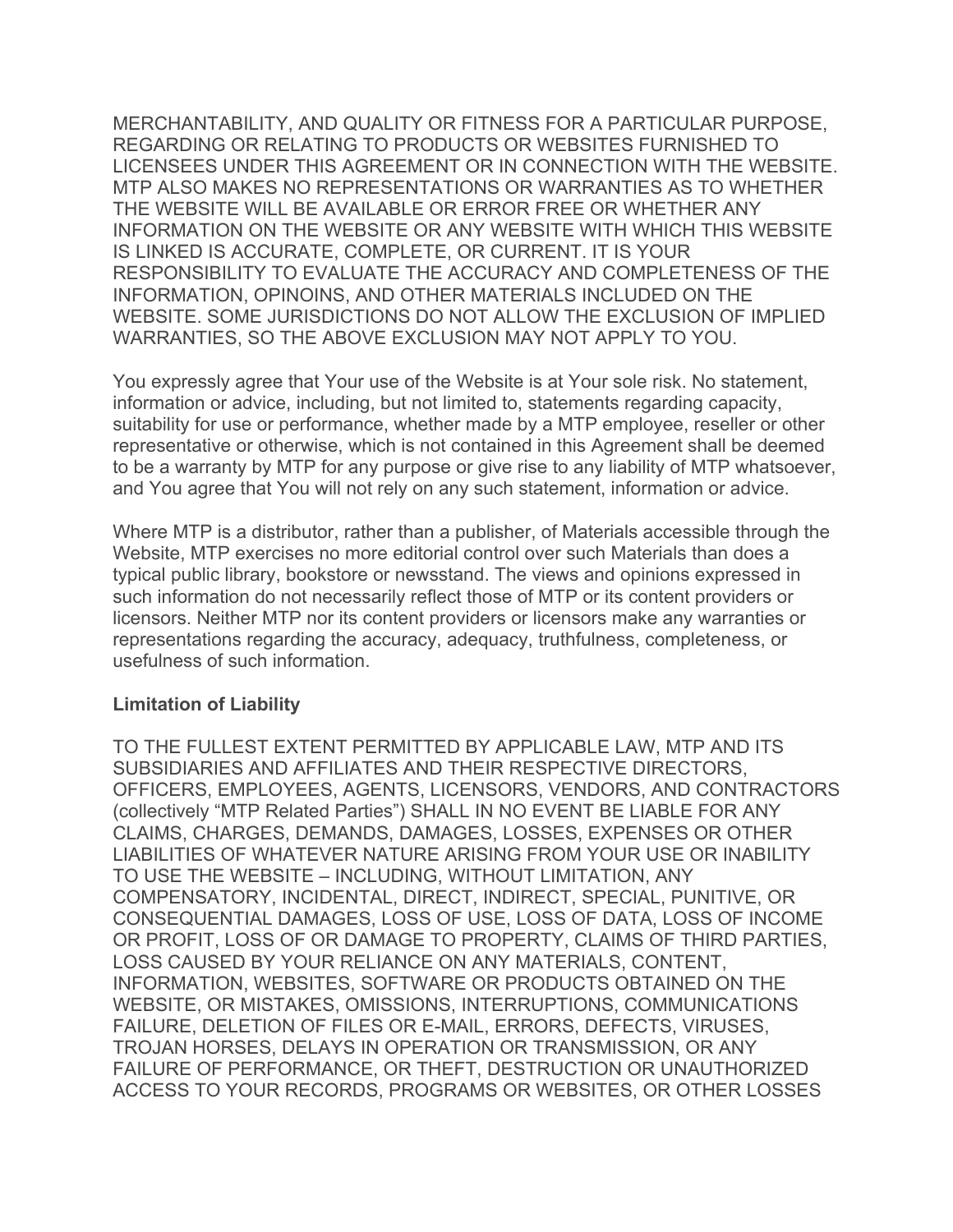MERCHANTABILITY, AND QUALITY OR FITNESS FOR A PARTICULAR PURPOSE, REGARDING OR RELATING TO PRODUCTS OR WEBSITES FURNISHED TO LICENSEES UNDER THIS AGREEMENT OR IN CONNECTION WITH THE WEBSITE. MTP ALSO MAKES NO REPRESENTATIONS OR WARRANTIES AS TO WHETHER THE WEBSITE WILL BE AVAILABLE OR ERROR FREE OR WHETHER ANY INFORMATION ON THE WEBSITE OR ANY WEBSITE WITH WHICH THIS WEBSITE IS LINKED IS ACCURATE, COMPLETE, OR CURRENT. IT IS YOUR RESPONSIBILITY TO EVALUATE THE ACCURACY AND COMPLETENESS OF THE INFORMATION, OPINOINS, AND OTHER MATERIALS INCLUDED ON THE WEBSITE. SOME JURISDICTIONS DO NOT ALLOW THE EXCLUSION OF IMPLIED WARRANTIES, SO THE ABOVE EXCLUSION MAY NOT APPLY TO YOU.

You expressly agree that Your use of the Website is at Your sole risk. No statement, information or advice, including, but not limited to, statements regarding capacity, suitability for use or performance, whether made by a MTP employee, reseller or other representative or otherwise, which is not contained in this Agreement shall be deemed to be a warranty by MTP for any purpose or give rise to any liability of MTP whatsoever, and You agree that You will not rely on any such statement, information or advice.

Where MTP is a distributor, rather than a publisher, of Materials accessible through the Website, MTP exercises no more editorial control over such Materials than does a typical public library, bookstore or newsstand. The views and opinions expressed in such information do not necessarily reflect those of MTP or its content providers or licensors. Neither MTP nor its content providers or licensors make any warranties or representations regarding the accuracy, adequacy, truthfulness, completeness, or usefulness of such information.

**Limitation of Liability**

TO THE FULLEST EXTENT PERMITTED BY APPLICABLE LAW, MTP AND ITS SUBSIDIARIES AND AFFILIATES AND THEIR RESPECTIVE DIRECTORS, OFFICERS, EMPLOYEES, AGENTS, LICENSORS, VENDORS, AND CONTRACTORS (collectively "MTP Related Parties") SHALL IN NO EVENT BE LIABLE FOR ANY CLAIMS, CHARGES, DEMANDS, DAMAGES, LOSSES, EXPENSES OR OTHER LIABILITIES OF WHATEVER NATURE ARISING FROM YOUR USE OR INABILITY TO USE THE WEBSITE – INCLUDING, WITHOUT LIMITATION, ANY COMPENSATORY, INCIDENTAL, DIRECT, INDIRECT, SPECIAL, PUNITIVE, OR CONSEQUENTIAL DAMAGES, LOSS OF USE, LOSS OF DATA, LOSS OF INCOME OR PROFIT, LOSS OF OR DAMAGE TO PROPERTY, CLAIMS OF THIRD PARTIES, LOSS CAUSED BY YOUR RELIANCE ON ANY MATERIALS, CONTENT, INFORMATION, WEBSITES, SOFTWARE OR PRODUCTS OBTAINED ON THE WEBSITE, OR MISTAKES, OMISSIONS, INTERRUPTIONS, COMMUNICATIONS FAILURE, DELETION OF FILES OR E-MAIL, ERRORS, DEFECTS, VIRUSES, TROJAN HORSES, DELAYS IN OPERATION OR TRANSMISSION, OR ANY FAILURE OF PERFORMANCE, OR THEFT, DESTRUCTION OR UNAUTHORIZED ACCESS TO YOUR RECORDS, PROGRAMS OR WEBSITES, OR OTHER LOSSES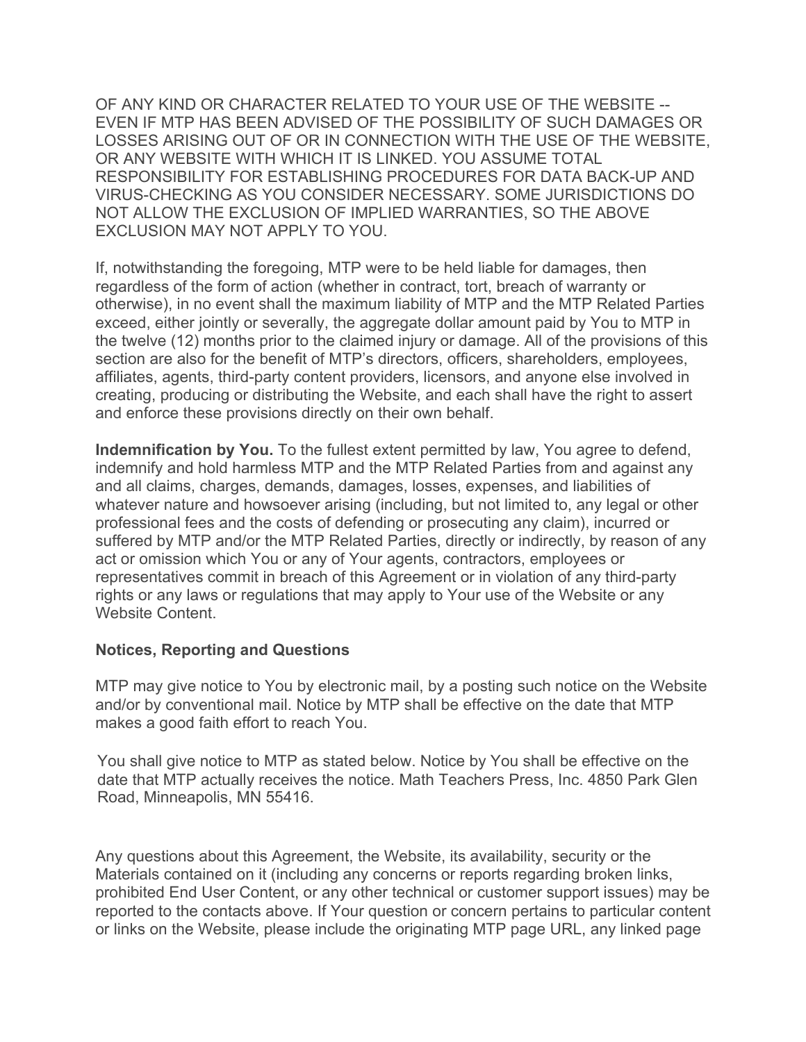OF ANY KIND OR CHARACTER RELATED TO YOUR USE OF THE WEBSITE -- EVEN IF MTP HAS BEEN ADVISED OF THE POSSIBILITY OF SUCH DAMAGES OR LOSSES ARISING OUT OF OR IN CONNECTION WITH THE USE OF THE WEBSITE, OR ANY WEBSITE WITH WHICH IT IS LINKED. YOU ASSUME TOTAL RESPONSIBILITY FOR ESTABLISHING PROCEDURES FOR DATA BACK-UP AND VIRUS-CHECKING AS YOU CONSIDER NECESSARY. SOME JURISDICTIONS DO NOT ALLOW THE EXCLUSION OF IMPLIED WARRANTIES, SO THE ABOVE EXCLUSION MAY NOT APPLY TO YOU.

If, notwithstanding the foregoing, MTP were to be held liable for damages, then regardless of the form of action (whether in contract, tort, breach of warranty or otherwise), in no event shall the maximum liability of MTP and the MTP Related Parties exceed, either jointly or severally, the aggregate dollar amount paid by You to MTP in the twelve (12) months prior to the claimed injury or damage. All of the provisions of this section are also for the benefit of MTP's directors, officers, shareholders, employees, affiliates, agents, third-party content providers, licensors, and anyone else involved in creating, producing or distributing the Website, and each shall have the right to assert and enforce these provisions directly on their own behalf.

**Indemnification by You.** To the fullest extent permitted by law, You agree to defend, indemnify and hold harmless MTP and the MTP Related Parties from and against any and all claims, charges, demands, damages, losses, expenses, and liabilities of whatever nature and howsoever arising (including, but not limited to, any legal or other professional fees and the costs of defending or prosecuting any claim), incurred or suffered by MTP and/or the MTP Related Parties, directly or indirectly, by reason of any act or omission which You or any of Your agents, contractors, employees or representatives commit in breach of this Agreement or in violation of any third-party rights or any laws or regulations that may apply to Your use of the Website or any Website Content.

**Notices, Reporting and Questions**

MTP may give notice to You by electronic mail, by a posting such notice on the Website and/or by conventional mail. Notice by MTP shall be effective on the date that MTP makes a good faith effort to reach You.

You shall give notice to MTP as stated below. Notice by You shall be effective on the date that MTP actually receives the notice. Math Teachers Press, Inc. 4850 Park Glen Road, Minneapolis, MN 55416.

Any questions about this Agreement, the Website, its availability, security or the Materials contained on it (including any concerns or reports regarding broken links, prohibited End User Content, or any other technical or customer support issues) may be reported to the contacts above. If Your question or concern pertains to particular content or links on the Website, please include the originating MTP page URL, any linked page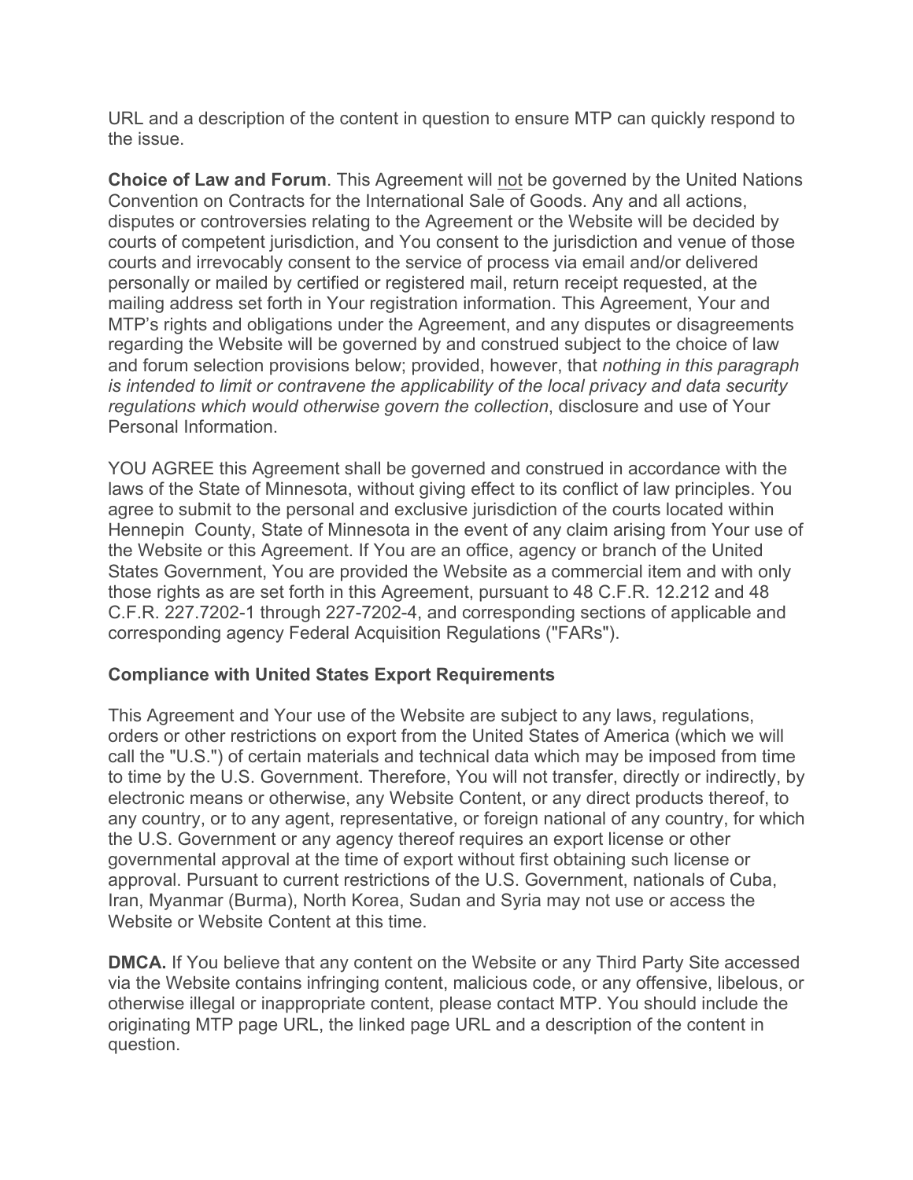URL and a description of the content in question to ensure MTP can quickly respond to the issue.

**Choice of Law and Forum**. This Agreement will <u>not</u> be governed by the United Nations Convention on Contracts for the International Sale of Goods. Any and all actions, disputes or controversies relating to the Agreement or the Website will be decided by courts of competent jurisdiction, and You consent to the jurisdiction and venue of those courts and irrevocably consent to the service of process via email and/or delivered personally or mailed by certified or registered mail, return receipt requested, at the mailing address set forth in Your registration information. This Agreement, Your and MTP's rights and obligations under the Agreement, and any disputes or disagreements regarding the Website will be governed by and construed subject to the choice of law and forum selection provisions below; provided, however, that *nothing in this paragraph is intended to limit or contravene the applicability of the local privacy and data security regulations which would otherwise govern the collection*, disclosure and use of Your Personal Information.

YOU AGREE this Agreement shall be governed and construed in accordance with the laws of the State of Minnesota, without giving effect to its conflict of law principles. You agree to submit to the personal and exclusive jurisdiction of the courts located within Hennepin County, State of Minnesota in the event of any claim arising from Your use of the Website or this Agreement. If You are an office, agency or branch of the United States Government, You are provided the Website as a commercial item and with only those rights as are set forth in this Agreement, pursuant to 48 C.F.R. 12.212 and 48 C.F.R. 227.7202-1 through 227-7202-4, and corresponding sections of applicable and corresponding agency Federal Acquisition Regulations ("FARs").

**Compliance with United States Export Requirements**

This Agreement and Your use of the Website are subject to any laws, regulations, orders or other restrictions on export from the United States of America (which we will call the "U.S.") of certain materials and technical data which may be imposed from time to time by the U.S. Government. Therefore, You will not transfer, directly or indirectly, by electronic means or otherwise, any Website Content, or any direct products thereof, to any country, or to any agent, representative, or foreign national of any country, for which the U.S. Government or any agency thereof requires an export license or other governmental approval at the time of export without first obtaining such license or approval. Pursuant to current restrictions of the U.S. Government, nationals of Cuba, Iran, Myanmar (Burma), North Korea, Sudan and Syria may not use or access the Website or Website Content at this time.

**DMCA.** If You believe that any content on the Website or any Third Party Site accessed via the Website contains infringing content, malicious code, or any offensive, libelous, or otherwise illegal or inappropriate content, please contact MTP. You should include the originating MTP page URL, the linked page URL and a description of the content in question.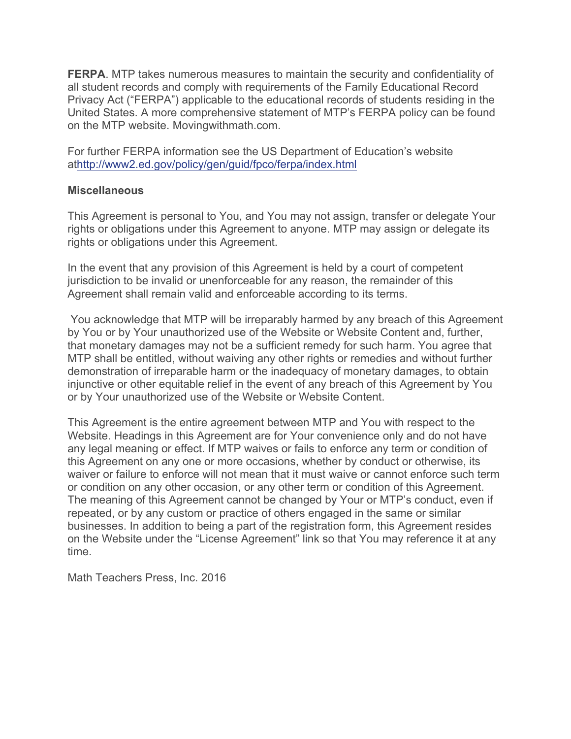**FERPA**. MTP takes numerous measures to maintain the security and confidentiality of all student records and comply with requirements of the Family Educational Record Privacy Act (“FERPA”) applicable to the educational records of students residing in the United States. A more comprehensive statement of MTP’s FERPA policy can be found on the MTP website. Movingwithmath.com.

For further FERPA information see the US Department of Education’s website athttp://www2.ed.gov/policy/gen/guid/fpco/ferpa/index.html

**Miscellaneous**

This Agreement is personal to You, and You may not assign, transfer or delegate Your rights or obligations under this Agreement to anyone. MTP may assign or delegate its rights or obligations under this Agreement.

In the event that any provision of this Agreement is held by a court of competent jurisdiction to be invalid or unenforceable for any reason, the remainder of this Agreement shall remain valid and enforceable according to its terms.

You acknowledge that MTP will be irreparably harmed by any breach of this Agreement by You or by Your unauthorized use of the Website or Website Content and, further, that monetary damages may not be a sufficient remedy for such harm. You agree that MTP shall be entitled, without waiving any other rights or remedies and without further demonstration of irreparable harm or the inadequacy of monetary damages, to obtain injunctive or other equitable relief in the event of any breach of this Agreement by You or by Your unauthorized use of the Website or Website Content.

This Agreement is the entire agreement between MTP and You with respect to the Website. Headings in this Agreement are for Your convenience only and do not have any legal meaning or effect. If MTP waives or fails to enforce any term or condition of this Agreement on any one or more occasions, whether by conduct or otherwise, its waiver or failure to enforce will not mean that it must waive or cannot enforce such term or condition on any other occasion, or any other term or condition of this Agreement. The meaning of this Agreement cannot be changed by Your or MTP’s conduct, even if repeated, or by any custom or practice of others engaged in the same or similar businesses. In addition to being a part of the registration form, this Agreement resides on the Website under the “License Agreement” link so that You may reference it at any time.

Math Teachers Press, Inc. 2016